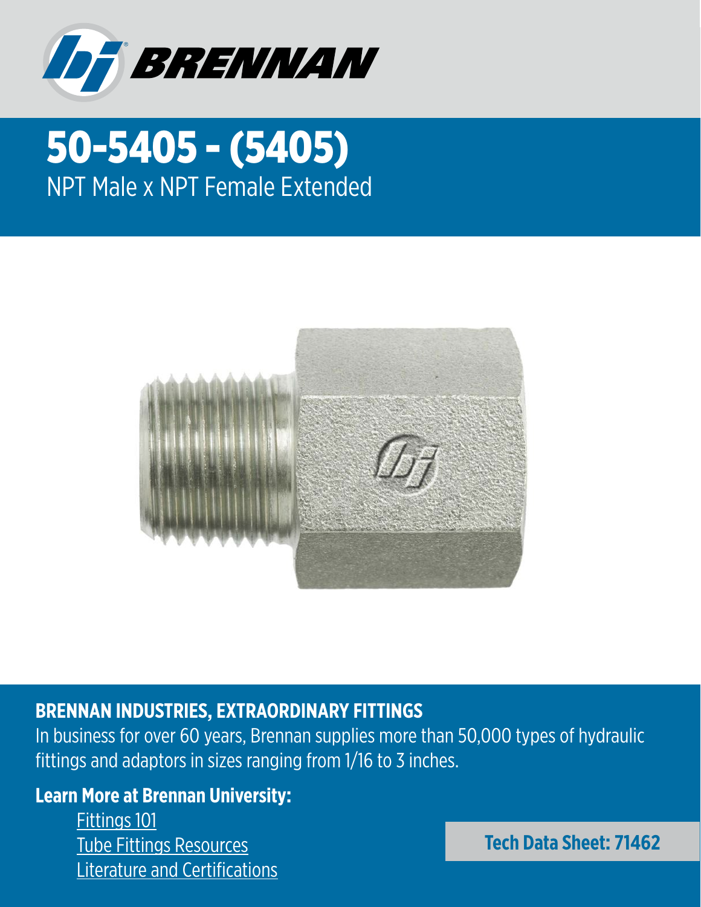# 50-5405 - (5405)

NPT Male x NPT Female Extended

**BRENNAN INDUSTRIES, EXTRAORDINARY FITTINGS**

In business for over 60 years, Brennan supplies more than 50,000 types of hydraulic fittings and adaptors in sizes ranging from 1/16 to 3 inches.

**Learn More at Brennan University:**

- Fittings 101
- Tube Fittings Resources
- Literature and Certifications

**Tech Data Sheet: 71462**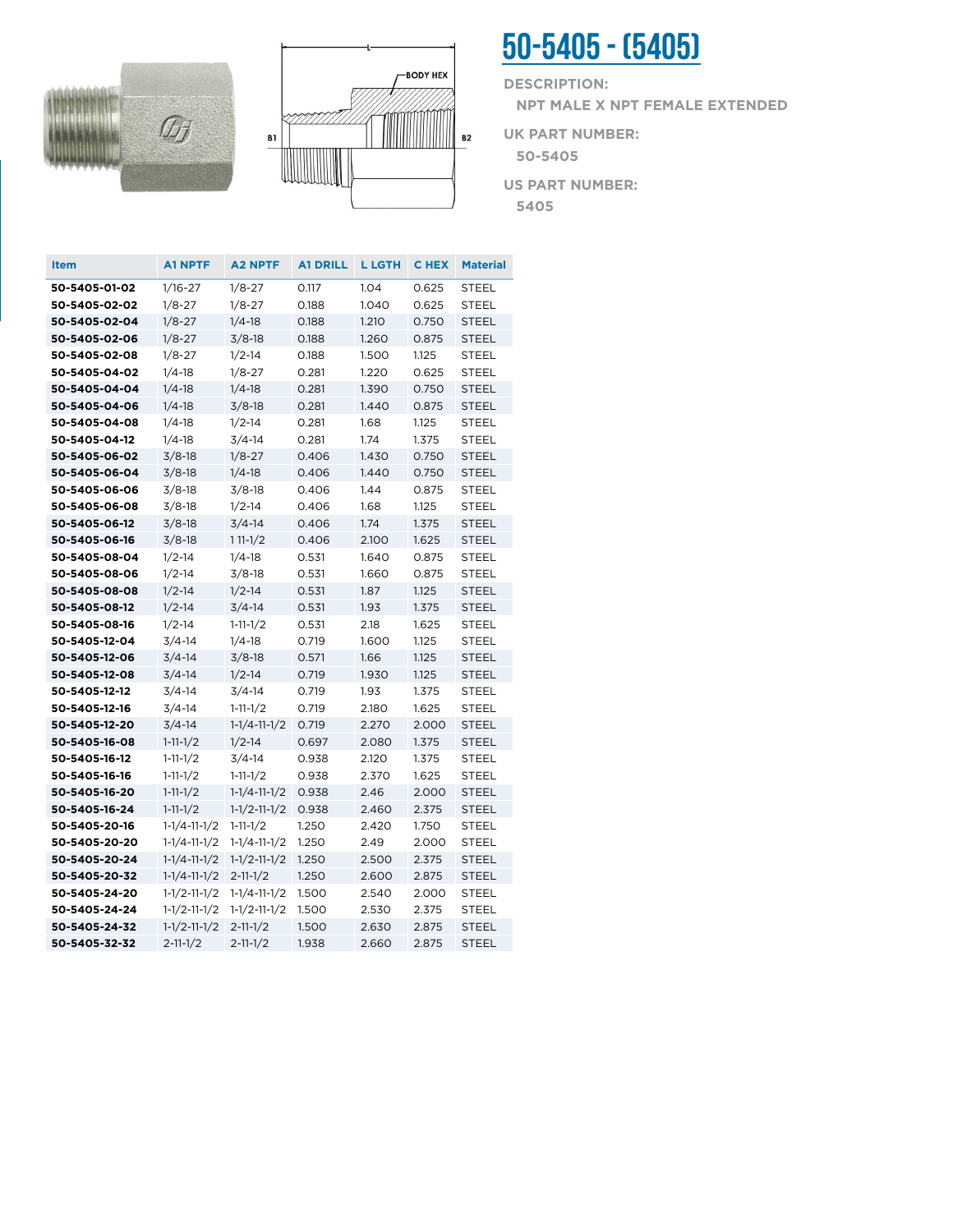# 50-5405 - (5405)

**DESCRIPTION:**

NPT MALE X NPT FEMALE EXTENDED

**UK PART NUMBER:**

50-5405

**US PART NUMBER:**

5405

BODY HEX

L

B1

B2

| Item | A1 NPTF | A2 NPTF | A1 DRILL | L LGTH | C HEX | Material |
|---|---|---|---|---|---|---|
| 50-5405-01-02 | 1/16-27 | 1/8-27 | 0.117 | 1.04 | 0.625 | STEEL |
| 50-5405-02-02 | 1/8-27 | 1/8-27 | 0.188 | 1.040 | 0.625 | STEEL |
| 50-5405-02-04 | 1/8-27 | 1/4-18 | 0.188 | 1.210 | 0.750 | STEEL |
| 50-5405-02-06 | 1/8-27 | 3/8-18 | 0.188 | 1.260 | 0.875 | STEEL |
| 50-5405-02-08 | 1/8-27 | 1/2-14 | 0.188 | 1.500 | 1.125 | STEEL |
| 50-5405-04-02 | 1/4-18 | 1/8-27 | 0.281 | 1.220 | 0.625 | STEEL |
| 50-5405-04-04 | 1/4-18 | 1/4-18 | 0.281 | 1.390 | 0.750 | STEEL |
| 50-5405-04-06 | 1/4-18 | 3/8-18 | 0.281 | 1.440 | 0.875 | STEEL |
| 50-5405-04-08 | 1/4-18 | 1/2-14 | 0.281 | 1.68 | 1.125 | STEEL |
| 50-5405-04-12 | 1/4-18 | 3/4-14 | 0.281 | 1.74 | 1.375 | STEEL |
| 50-5405-06-02 | 3/8-18 | 1/8-27 | 0.406 | 1.430 | 0.750 | STEEL |
| 50-5405-06-04 | 3/8-18 | 1/4-18 | 0.406 | 1.440 | 0.750 | STEEL |
| 50-5405-06-06 | 3/8-18 | 3/8-18 | 0.406 | 1.44 | 0.875 | STEEL |
| 50-5405-06-08 | 3/8-18 | 1/2-14 | 0.406 | 1.68 | 1.125 | STEEL |
| 50-5405-06-12 | 3/8-18 | 3/4-14 | 0.406 | 1.74 | 1.375 | STEEL |
| 50-5405-06-16 | 3/8-18 | 1 11-1/2 | 0.406 | 2.100 | 1.625 | STEEL |
| 50-5405-08-04 | 1/2-14 | 1/4-18 | 0.531 | 1.640 | 0.875 | STEEL |
| 50-5405-08-06 | 1/2-14 | 3/8-18 | 0.531 | 1.660 | 0.875 | STEEL |
| 50-5405-08-08 | 1/2-14 | 1/2-14 | 0.531 | 1.87 | 1.125 | STEEL |
| 50-5405-08-12 | 1/2-14 | 3/4-14 | 0.531 | 1.93 | 1.375 | STEEL |
| 50-5405-08-16 | 1/2-14 | 1-11-1/2 | 0.531 | 2.18 | 1.625 | STEEL |
| 50-5405-12-04 | 3/4-14 | 1/4-18 | 0.719 | 1.600 | 1.125 | STEEL |
| 50-5405-12-06 | 3/4-14 | 3/8-18 | 0.571 | 1.66 | 1.125 | STEEL |
| 50-5405-12-08 | 3/4-14 | 1/2-14 | 0.719 | 1.930 | 1.125 | STEEL |
| 50-5405-12-12 | 3/4-14 | 3/4-14 | 0.719 | 1.93 | 1.375 | STEEL |
| 50-5405-12-16 | 3/4-14 | 1-11-1/2 | 0.719 | 2.180 | 1.625 | STEEL |
| 50-5405-12-20 | 3/4-14 | 1-1/4-11-1/2 | 0.719 | 2.270 | 2.000 | STEEL |
| 50-5405-16-08 | 1-11-1/2 | 1/2-14 | 0.697 | 2.080 | 1.375 | STEEL |
| 50-5405-16-12 | 1-11-1/2 | 3/4-14 | 0.938 | 2.120 | 1.375 | STEEL |
| 50-5405-16-16 | 1-11-1/2 | 1-11-1/2 | 0.938 | 2.370 | 1.625 | STEEL |
| 50-5405-16-20 | 1-11-1/2 | 1-1/4-11-1/2 | 0.938 | 2.46 | 2.000 | STEEL |
| 50-5405-16-24 | 1-11-1/2 | 1-1/2-11-1/2 | 0.938 | 2.460 | 2.375 | STEEL |
| 50-5405-20-16 | 1-1/4-11-1/2 | 1-11-1/2 | 1.250 | 2.420 | 1.750 | STEEL |
| 50-5405-20-20 | 1-1/4-11-1/2 | 1-1/4-11-1/2 | 1.250 | 2.49 | 2.000 | STEEL |
| 50-5405-20-24 | 1-1/4-11-1/2 | 1-1/2-11-1/2 | 1.250 | 2.500 | 2.375 | STEEL |
| 50-5405-20-32 | 1-1/4-11-1/2 | 2-11-1/2 | 1.250 | 2.600 | 2.875 | STEEL |
| 50-5405-24-20 | 1-1/2-11-1/2 | 1-1/4-11-1/2 | 1.500 | 2.540 | 2.000 | STEEL |
| 50-5405-24-24 | 1-1/2-11-1/2 | 1-1/2-11-1/2 | 1.500 | 2.530 | 2.375 | STEEL |
| 50-5405-24-32 | 1-1/2-11-1/2 | 2-11-1/2 | 1.500 | 2.630 | 2.875 | STEEL |
| 50-5405-32-32 | 2-11-1/2 | 2-11-1/2 | 1.938 | 2.660 | 2.875 | STEEL |